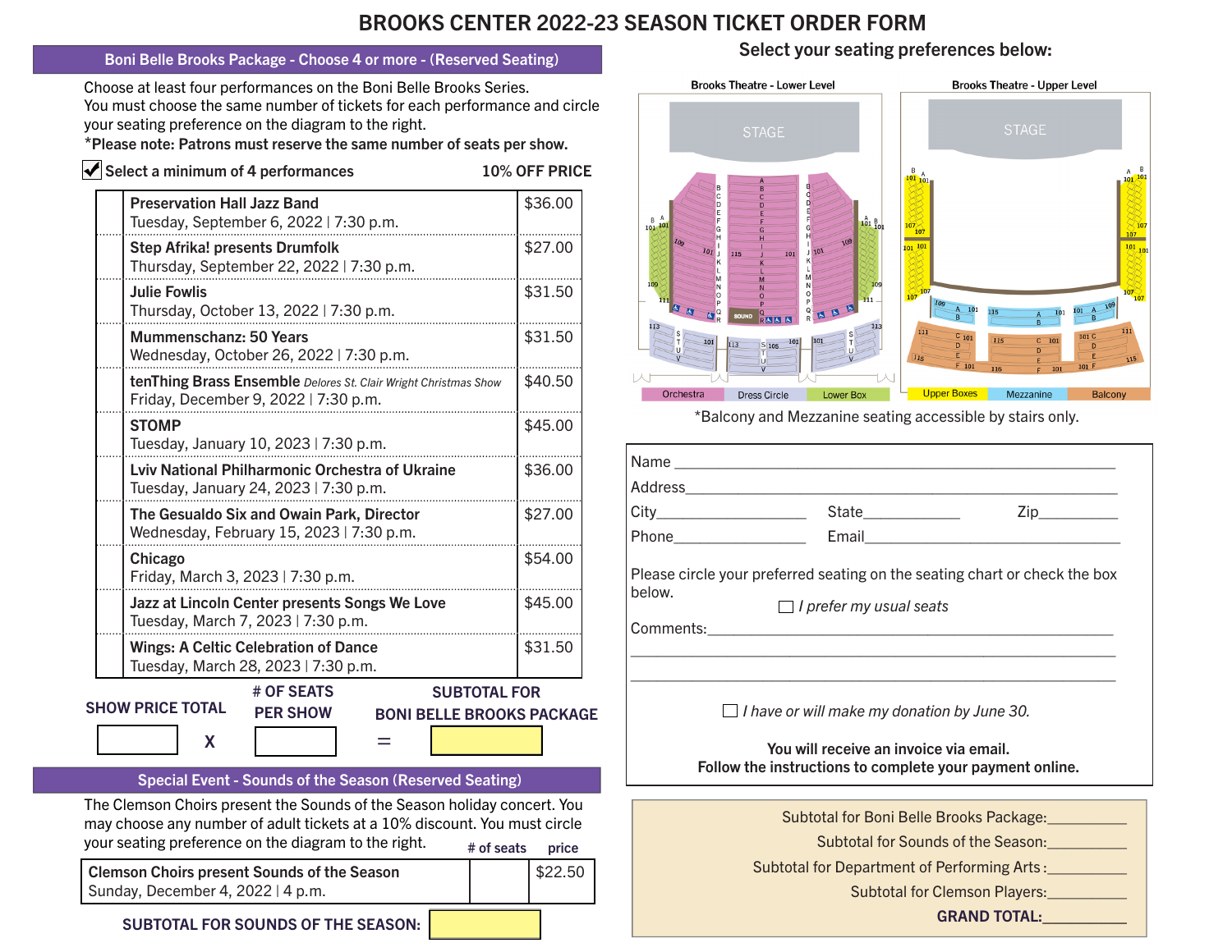# BROOKS CENTER 2022-23 SEASON TICKET ORDER FORM

## Boni Belle Brooks Package - Choose 4 or more - (Reserved Seating)

Choose at least four performances on the Boni Belle Brooks Series.
You must choose the same number of tickets for each performance and circle your seating preference on the diagram to the right.
**\*Please note: Patrons must reserve the same number of seats per show.**

**☑ Select a minimum of 4 performances** — **10% OFF PRICE**

| | Performance | Price |
|---|---|---|
| | **Preservation Hall Jazz Band** Tuesday, September 6, 2022 \| 7:30 p.m. | $36.00 |
| | **Step Afrika! presents Drumfolk** Thursday, September 22, 2022 \| 7:30 p.m. | $27.00 |
| | **Julie Fowlis** Thursday, October 13, 2022 \| 7:30 p.m. | $31.50 |
| | **Mummenschanz: 50 Years** Wednesday, October 26, 2022 \| 7:30 p.m. | $31.50 |
| | **tenThing Brass Ensemble** *Delores St. Clair Wright Christmas Show* Friday, December 9, 2022 \| 7:30 p.m. | $40.50 |
| | **STOMP** Tuesday, January 10, 2023 \| 7:30 p.m. | $45.00 |
| | **Lviv National Philharmonic Orchestra of Ukraine** Tuesday, January 24, 2023 \| 7:30 p.m. | $36.00 |
| | **The Gesualdo Six and Owain Park, Director** Wednesday, February 15, 2023 \| 7:30 p.m. | $27.00 |
| | **Chicago** Friday, March 3, 2023 \| 7:30 p.m. | $54.00 |
| | **Jazz at Lincoln Center presents Songs We Love** Tuesday, March 7, 2023 \| 7:30 p.m. | $45.00 |
| | **Wings: A Celtic Celebration of Dance** Tuesday, March 28, 2023 \| 7:30 p.m. | $31.50 |

**SHOW PRICE TOTAL** [ ] X **# OF SEATS PER SHOW** [ ] = **SUBTOTAL FOR BONI BELLE BROOKS PACKAGE** [ ]

## Special Event - Sounds of the Season (Reserved Seating)

The Clemson Choirs present the Sounds of the Season holiday concert. You may choose any number of adult tickets at a 10% discount. You must circle your seating preference on the diagram to the right.

| Event | # of seats | price |
|---|---|---|
| **Clemson Choirs present Sounds of the Season** Sunday, December 4, 2022 \| 4 p.m. | | $22.50 |

**SUBTOTAL FOR SOUNDS OF THE SEASON:** [ ]

## Select your seating preferences below:

Brooks Theatre - Lower Level — STAGE — Orchestra | Dress Circle | Lower Box

Brooks Theatre - Upper Level — STAGE — Upper Boxes | Mezzanine | Balcony

\*Balcony and Mezzanine seating accessible by stairs only.

Name\_\_\_\_\_\_\_\_\_\_\_\_\_\_\_\_\_\_\_\_\_\_\_\_\_\_\_\_\_\_\_\_\_\_\_\_\_\_\_\_\_\_\_\_

Address\_\_\_\_\_\_\_\_\_\_\_\_\_\_\_\_\_\_\_\_\_\_\_\_\_\_\_\_\_\_\_\_\_\_\_\_\_\_\_\_\_\_

City\_\_\_\_\_\_\_\_\_\_\_\_\_\_\_\_ State\_\_\_\_\_\_\_\_\_\_ Zip\_\_\_\_\_\_\_\_\_

Phone\_\_\_\_\_\_\_\_\_\_\_\_\_\_\_ Email\_\_\_\_\_\_\_\_\_\_\_\_\_\_\_\_\_\_\_\_\_\_\_\_\_\_

Please circle your preferred seating on the seating chart or check the box below.

☐ *I prefer my usual seats*

Comments:\_\_\_\_\_\_\_\_\_\_\_\_\_\_\_\_\_\_\_\_\_\_\_\_\_\_\_\_\_\_\_\_\_\_\_\_\_\_\_\_\_\_

☐ *I have or will make my donation by June 30.*

**You will receive an invoice via email.**
**Follow the instructions to complete your payment online.**

Subtotal for Boni Belle Brooks Package:\_\_\_\_\_\_\_\_\_\_

Subtotal for Sounds of the Season:\_\_\_\_\_\_\_\_\_\_

Subtotal for Department of Performing Arts:\_\_\_\_\_\_\_\_\_\_

Subtotal for Clemson Players:\_\_\_\_\_\_\_\_\_\_

**GRAND TOTAL:**\_\_\_\_\_\_\_\_\_\_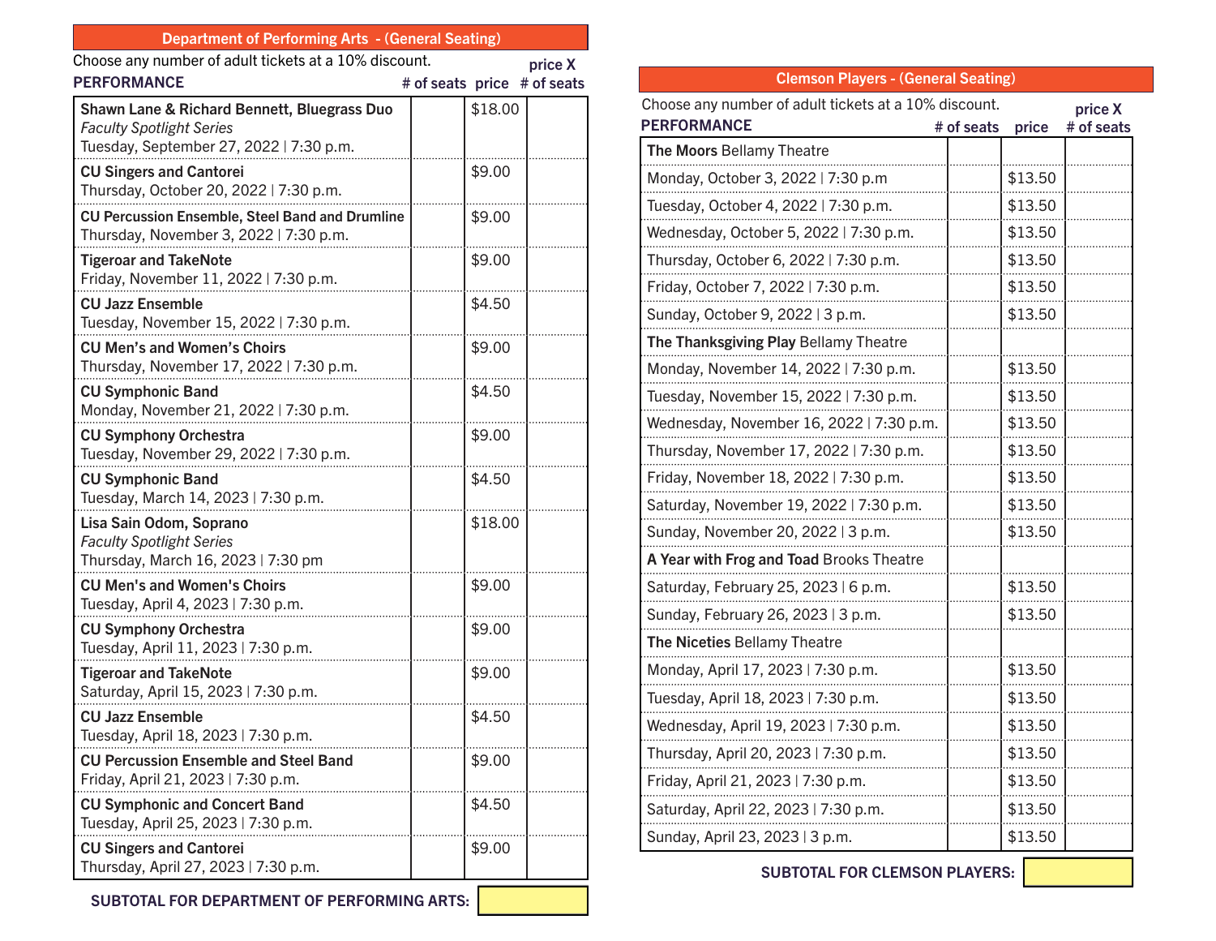## Department of Performing Arts - (General Seating)

Choose any number of adult tickets at a 10% discount.

| PERFORMANCE | # of seats | price | price X # of seats |
|---|---|---|---|
| **Shawn Lane & Richard Bennett, Bluegrass Duo** *Faculty Spotlight Series* Tuesday, September 27, 2022 \| 7:30 p.m. | | $18.00 | |
| **CU Singers and Cantorei** Thursday, October 20, 2022 \| 7:30 p.m. | | $9.00 | |
| **CU Percussion Ensemble, Steel Band and Drumline** Thursday, November 3, 2022 \| 7:30 p.m. | | $9.00 | |
| **Tigeroar and TakeNote** Friday, November 11, 2022 \| 7:30 p.m. | | $9.00 | |
| **CU Jazz Ensemble** Tuesday, November 15, 2022 \| 7:30 p.m. | | $4.50 | |
| **CU Men's and Women's Choirs** Thursday, November 17, 2022 \| 7:30 p.m. | | $9.00 | |
| **CU Symphonic Band** Monday, November 21, 2022 \| 7:30 p.m. | | $4.50 | |
| **CU Symphony Orchestra** Tuesday, November 29, 2022 \| 7:30 p.m. | | $9.00 | |
| **CU Symphonic Band** Tuesday, March 14, 2023 \| 7:30 p.m. | | $4.50 | |
| **Lisa Sain Odom, Soprano** *Faculty Spotlight Series* Thursday, March 16, 2023 \| 7:30 pm | | $18.00 | |
| **CU Men's and Women's Choirs** Tuesday, April 4, 2023 \| 7:30 p.m. | | $9.00 | |
| **CU Symphony Orchestra** Tuesday, April 11, 2023 \| 7:30 p.m. | | $9.00 | |
| **Tigeroar and TakeNote** Saturday, April 15, 2023 \| 7:30 p.m. | | $9.00 | |
| **CU Jazz Ensemble** Tuesday, April 18, 2023 \| 7:30 p.m. | | $4.50 | |
| **CU Percussion Ensemble and Steel Band** Friday, April 21, 2023 \| 7:30 p.m. | | $9.00 | |
| **CU Symphonic and Concert Band** Tuesday, April 25, 2023 \| 7:30 p.m. | | $4.50 | |
| **CU Singers and Cantorei** Thursday, April 27, 2023 \| 7:30 p.m. | | $9.00 | |

**SUBTOTAL FOR DEPARTMENT OF PERFORMING ARTS:**

## Clemson Players - (General Seating)

Choose any number of adult tickets at a 10% discount.

| PERFORMANCE | # of seats | price | price X # of seats |
|---|---|---|---|
| **The Moors** Bellamy Theatre | | | |
| Monday, October 3, 2022 \| 7:30 p.m | | $13.50 | |
| Tuesday, October 4, 2022 \| 7:30 p.m. | | $13.50 | |
| Wednesday, October 5, 2022 \| 7:30 p.m. | | $13.50 | |
| Thursday, October 6, 2022 \| 7:30 p.m. | | $13.50 | |
| Friday, October 7, 2022 \| 7:30 p.m. | | $13.50 | |
| Sunday, October 9, 2022 \| 3 p.m. | | $13.50 | |
| **The Thanksgiving Play** Bellamy Theatre | | | |
| Monday, November 14, 2022 \| 7:30 p.m. | | $13.50 | |
| Tuesday, November 15, 2022 \| 7:30 p.m. | | $13.50 | |
| Wednesday, November 16, 2022 \| 7:30 p.m. | | $13.50 | |
| Thursday, November 17, 2022 \| 7:30 p.m. | | $13.50 | |
| Friday, November 18, 2022 \| 7:30 p.m. | | $13.50 | |
| Saturday, November 19, 2022 \| 7:30 p.m. | | $13.50 | |
| Sunday, November 20, 2022 \| 3 p.m. | | $13.50 | |
| **A Year with Frog and Toad** Brooks Theatre | | | |
| Saturday, February 25, 2023 \| 6 p.m. | | $13.50 | |
| Sunday, February 26, 2023 \| 3 p.m. | | $13.50 | |
| **The Niceties** Bellamy Theatre | | | |
| Monday, April 17, 2023 \| 7:30 p.m. | | $13.50 | |
| Tuesday, April 18, 2023 \| 7:30 p.m. | | $13.50 | |
| Wednesday, April 19, 2023 \| 7:30 p.m. | | $13.50 | |
| Thursday, April 20, 2023 \| 7:30 p.m. | | $13.50 | |
| Friday, April 21, 2023 \| 7:30 p.m. | | $13.50 | |
| Saturday, April 22, 2023 \| 7:30 p.m. | | $13.50 | |
| Sunday, April 23, 2023 \| 3 p.m. | | $13.50 | |

**SUBTOTAL FOR CLEMSON PLAYERS:**